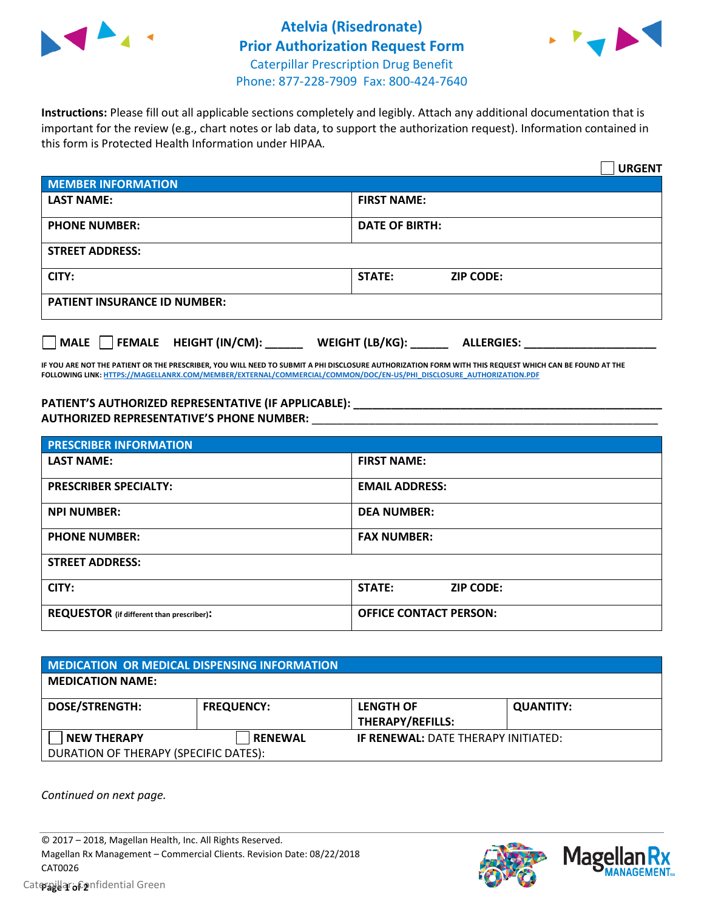# Atelvia (Risedronate) Prior Authorization Request Form

Caterpillar Prescription Drug Benefit
Phone: 877-228-7909 Fax: 800-424-7640

**Instructions:** Please fill out all applicable sections completely and legibly. Attach any additional documentation that is important for the review (e.g., chart notes or lab data, to support the authorization request). Information contained in this form is Protected Health Information under HIPAA.

☐ **URGENT**

| MEMBER INFORMATION | |
|---|---|
| **LAST NAME:** | **FIRST NAME:** |
| **PHONE NUMBER:** | **DATE OF BIRTH:** |
| **STREET ADDRESS:** | |
| **CITY:** | **STATE:** **ZIP CODE:** |
| **PATIENT INSURANCE ID NUMBER:** | |

☐ **MALE** ☐ **FEMALE** **HEIGHT (IN/CM):** ______ **WEIGHT (LB/KG):** ______ **ALLERGIES:** ____________________

**IF YOU ARE NOT THE PATIENT OR THE PRESCRIBER, YOU WILL NEED TO SUBMIT A PHI DISCLOSURE AUTHORIZATION FORM WITH THIS REQUEST WHICH CAN BE FOUND AT THE FOLLOWING LINK: HTTPS://MAGELLANRX.COM/MEMBER/EXTERNAL/COMMERCIAL/COMMON/DOC/EN-US/PHI_DISCLOSURE_AUTHORIZATION.PDF**

**PATIENT'S AUTHORIZED REPRESENTATIVE (IF APPLICABLE):** ____________________________________________

**AUTHORIZED REPRESENTATIVE'S PHONE NUMBER:** ____________________________________________

| PRESCRIBER INFORMATION | |
|---|---|
| **LAST NAME:** | **FIRST NAME:** |
| **PRESCRIBER SPECIALTY:** | **EMAIL ADDRESS:** |
| **NPI NUMBER:** | **DEA NUMBER:** |
| **PHONE NUMBER:** | **FAX NUMBER:** |
| **STREET ADDRESS:** | |
| **CITY:** | **STATE:** **ZIP CODE:** |
| **REQUESTOR** (if different than prescriber)**:** | **OFFICE CONTACT PERSON:** |

| MEDICATION OR MEDICAL DISPENSING INFORMATION | | | |
|---|---|---|---|
| **MEDICATION NAME:** | | | |
| **DOSE/STRENGTH:** | **FREQUENCY:** | **LENGTH OF THERAPY/REFILLS:** | **QUANTITY:** |
| ☐ **NEW THERAPY** | ☐ **RENEWAL** | **IF RENEWAL:** DATE THERAPY INITIATED: | |
| DURATION OF THERAPY (SPECIFIC DATES): | | | |

*Continued on next page.*

© 2017 – 2018, Magellan Health, Inc. All Rights Reserved.
Magellan Rx Management – Commercial Clients. Revision Date: 08/22/2018
CAT0026

Caterpillar: Confidential Green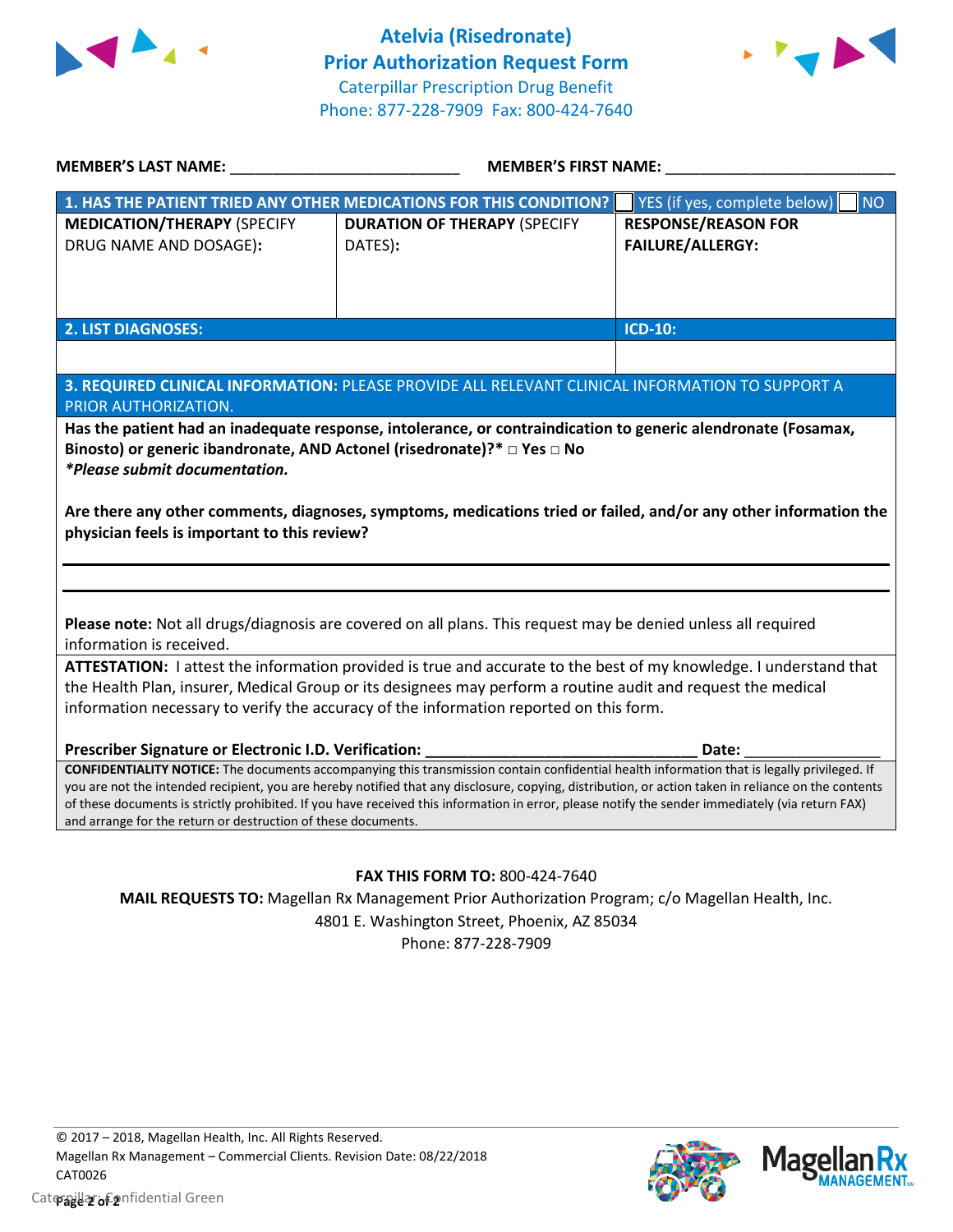# Atelvia (Risedronate)
## Prior Authorization Request Form

Caterpillar Prescription Drug Benefit
Phone: 877-228-7909 Fax: 800-424-7640

**MEMBER'S LAST NAME:** ___________________________ **MEMBER'S FIRST NAME:** ___________________________

**1. HAS THE PATIENT TRIED ANY OTHER MEDICATIONS FOR THIS CONDITION?** ☐ YES (if yes, complete below) ☐ NO

| **MEDICATION/THERAPY** (SPECIFY DRUG NAME AND DOSAGE): | **DURATION OF THERAPY** (SPECIFY DATES): | **RESPONSE/REASON FOR FAILURE/ALLERGY:** |
|---|---|---|
| | | |

| **2. LIST DIAGNOSES:** | **ICD-10:** |
|---|---|
| | |

**3. REQUIRED CLINICAL INFORMATION:** PLEASE PROVIDE ALL RELEVANT CLINICAL INFORMATION TO SUPPORT A PRIOR AUTHORIZATION.

**Has the patient had an inadequate response, intolerance, or contraindication to generic alendronate (Fosamax, Binosto) or generic ibandronate, AND Actonel (risedronate)?*** □ **Yes** □ **No**
***Please submit documentation.***

**Are there any other comments, diagnoses, symptoms, medications tried or failed, and/or any other information the physician feels is important to this review?**

___________________________________________________________________________

___________________________________________________________________________

**Please note:** Not all drugs/diagnosis are covered on all plans. This request may be denied unless all required information is received.

**ATTESTATION:** I attest the information provided is true and accurate to the best of my knowledge. I understand that the Health Plan, insurer, Medical Group or its designees may perform a routine audit and request the medical information necessary to verify the accuracy of the information reported on this form.

**Prescriber Signature or Electronic I.D. Verification:** ________________________________ **Date:** ________________

**CONFIDENTIALITY NOTICE:** The documents accompanying this transmission contain confidential health information that is legally privileged. If you are not the intended recipient, you are hereby notified that any disclosure, copying, distribution, or action taken in reliance on the contents of these documents is strictly prohibited. If you have received this information in error, please notify the sender immediately (via return FAX) and arrange for the return or destruction of these documents.

**FAX THIS FORM TO:** 800-424-7640
**MAIL REQUESTS TO:** Magellan Rx Management Prior Authorization Program; c/o Magellan Health, Inc.
4801 E. Washington Street, Phoenix, AZ 85034
Phone: 877-228-7909

© 2017 – 2018, Magellan Health, Inc. All Rights Reserved.
Magellan Rx Management – Commercial Clients. Revision Date: 08/22/2018
CAT0026

Caterpillar: Confidential Green